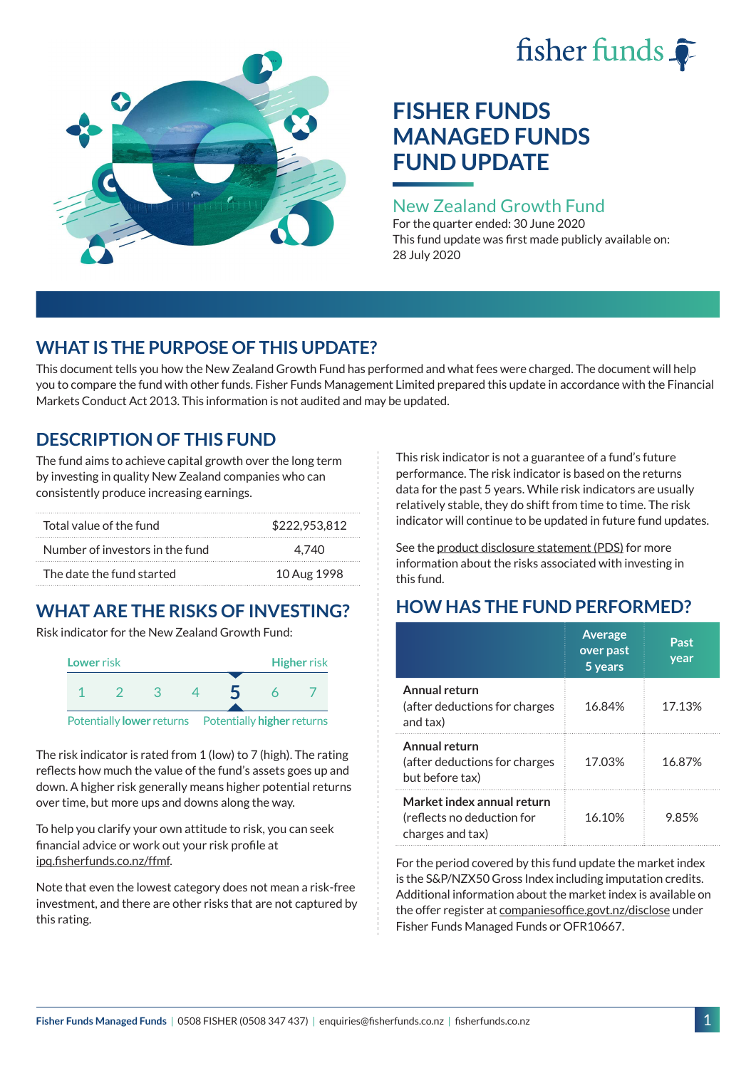fisher funds

# FISHER FUNDS MANAGED FUNDS FUND UPDATE

## New Zealand Growth Fund

For the quarter ended: 30 June 2020

This fund update was first made publicly available on: 28 July 2020

## WHAT IS THE PURPOSE OF THIS UPDATE?

This document tells you how the New Zealand Growth Fund has performed and what fees were charged. The document will help you to compare the fund with other funds. Fisher Funds Management Limited prepared this update in accordance with the Financial Markets Conduct Act 2013. This information is not audited and may be updated.

## DESCRIPTION OF THIS FUND

The fund aims to achieve capital growth over the long term by investing in quality New Zealand companies who can consistently produce increasing earnings.

| | |
|---|---|
| Total value of the fund | $222,953,812 |
| Number of investors in the fund | 4,740 |
| The date the fund started | 10 Aug 1998 |

## WHAT ARE THE RISKS OF INVESTING?

Risk indicator for the New Zealand Growth Fund:

Lower risk — Higher risk

1 2 3 4 **5** 6 7

Potentially lower returns — Potentially higher returns

The risk indicator is rated from 1 (low) to 7 (high). The rating reflects how much the value of the fund's assets goes up and down. A higher risk generally means higher potential returns over time, but more ups and downs along the way.

To help you clarify your own attitude to risk, you can seek financial advice or work out your risk profile at ipq.fisherfunds.co.nz/ffmf.

Note that even the lowest category does not mean a risk-free investment, and there are other risks that are not captured by this rating.

This risk indicator is not a guarantee of a fund's future performance. The risk indicator is based on the returns data for the past 5 years. While risk indicators are usually relatively stable, they do shift from time to time. The risk indicator will continue to be updated in future fund updates.

See the product disclosure statement (PDS) for more information about the risks associated with investing in this fund.

## HOW HAS THE FUND PERFORMED?

| | Average over past 5 years | Past year |
|---|---|---|
| **Annual return** (after deductions for charges and tax) | 16.84% | 17.13% |
| **Annual return** (after deductions for charges but before tax) | 17.03% | 16.87% |
| **Market index annual return** (reflects no deduction for charges and tax) | 16.10% | 9.85% |

For the period covered by this fund update the market index is the S&P/NZX50 Gross Index including imputation credits. Additional information about the market index is available on the offer register at companiesoffice.govt.nz/disclose under Fisher Funds Managed Funds or OFR10667.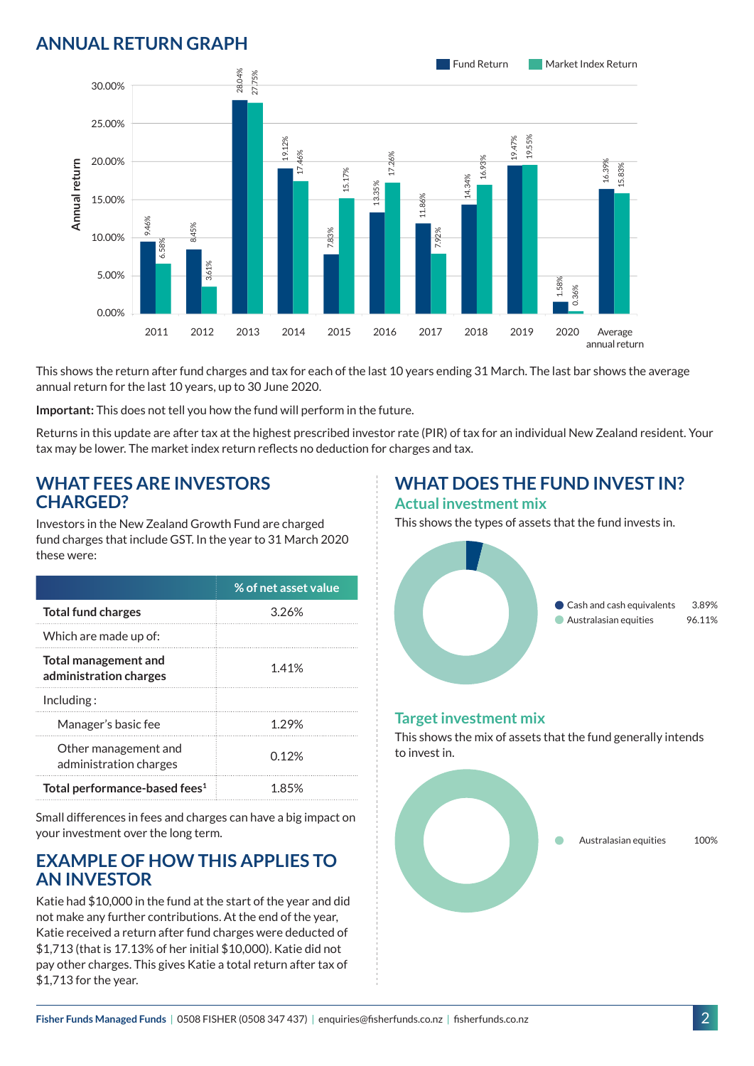## ANNUAL RETURN GRAPH

| Year | Fund Return | Market Index Return |
|---|---|---|
| 2011 | 9.46% | 6.58% |
| 2012 | 8.45% | 3.61% |
| 2013 | 28.04% | 27.75% |
| 2014 | 19.12% | 17.46% |
| 2015 | 7.83% | 15.17% |
| 2016 | 13.35% | 17.26% |
| 2017 | 11.86% | 7.92% |
| 2018 | 14.34% | 16.93% |
| 2019 | 19.47% | 19.55% |
| 2020 | 1.58% | 0.36% |
| Average annual return | 16.39% | 15.83% |

This shows the return after fund charges and tax for each of the last 10 years ending 31 March. The last bar shows the average annual return for the last 10 years, up to 30 June 2020.

**Important:** This does not tell you how the fund will perform in the future.

Returns in this update are after tax at the highest prescribed investor rate (PIR) of tax for an individual New Zealand resident. Your tax may be lower. The market index return reflects no deduction for charges and tax.

## WHAT FEES ARE INVESTORS CHARGED?

Investors in the New Zealand Growth Fund are charged fund charges that include GST. In the year to 31 March 2020 these were:

| | % of net asset value |
|---|---|
| **Total fund charges** | 3.26% |
| Which are made up of: | |
| **Total management and administration charges** | 1.41% |
| Including : | |
| Manager's basic fee | 1.29% |
| Other management and administration charges | 0.12% |
| **Total performance-based fees**[1] | 1.85% |

Small differences in fees and charges can have a big impact on your investment over the long term.

## EXAMPLE OF HOW THIS APPLIES TO AN INVESTOR

Katie had $10,000 in the fund at the start of the year and did not make any further contributions. At the end of the year, Katie received a return after fund charges were deducted of $1,713 (that is 17.13% of her initial $10,000). Katie did not pay other charges. This gives Katie a total return after tax of $1,713 for the year.

## WHAT DOES THE FUND INVEST IN?

### Actual investment mix

This shows the types of assets that the fund invests in.

| Asset | % |
|---|---|
| Cash and cash equivalents | 3.89% |
| Australasian equities | 96.11% |

### Target investment mix

This shows the mix of assets that the fund generally intends to invest in.

| Asset | % |
|---|---|
| Australasian equities | 100% |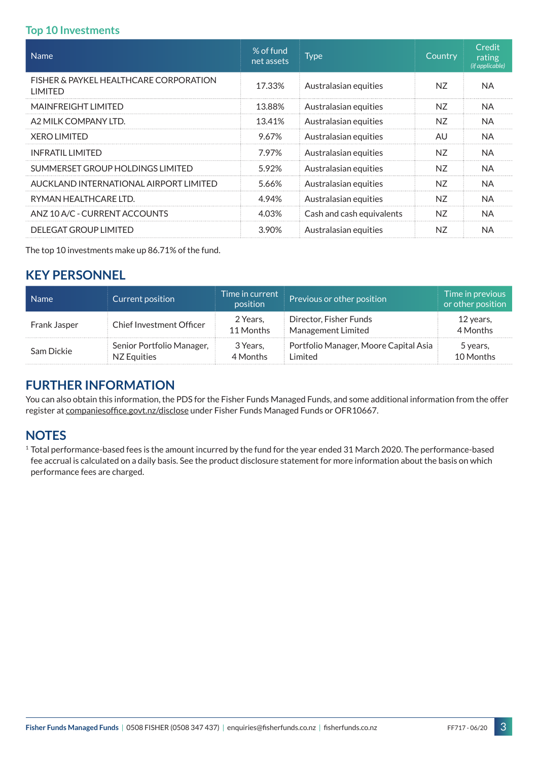## Top 10 Investments

| Name | % of fund net assets | Type | Country | Credit rating *(if applicable)* |
|---|---|---|---|---|
| FISHER & PAYKEL HEALTHCARE CORPORATION LIMITED | 17.33% | Australasian equities | NZ | NA |
| MAINFREIGHT LIMITED | 13.88% | Australasian equities | NZ | NA |
| A2 MILK COMPANY LTD. | 13.41% | Australasian equities | NZ | NA |
| XERO LIMITED | 9.67% | Australasian equities | AU | NA |
| INFRATIL LIMITED | 7.97% | Australasian equities | NZ | NA |
| SUMMERSET GROUP HOLDINGS LIMITED | 5.92% | Australasian equities | NZ | NA |
| AUCKLAND INTERNATIONAL AIRPORT LIMITED | 5.66% | Australasian equities | NZ | NA |
| RYMAN HEALTHCARE LTD. | 4.94% | Australasian equities | NZ | NA |
| ANZ 10 A/C - CURRENT ACCOUNTS | 4.03% | Cash and cash equivalents | NZ | NA |
| DELEGAT GROUP LIMITED | 3.90% | Australasian equities | NZ | NA |

The top 10 investments make up 86.71% of the fund.

## KEY PERSONNEL

| Name | Current position | Time in current position | Previous or other position | Time in previous or other position |
|---|---|---|---|---|
| Frank Jasper | Chief Investment Officer | 2 Years, 11 Months | Director, Fisher Funds Management Limited | 12 years, 4 Months |
| Sam Dickie | Senior Portfolio Manager, NZ Equities | 3 Years, 4 Months | Portfolio Manager, Moore Capital Asia Limited | 5 years, 10 Months |

## FURTHER INFORMATION

You can also obtain this information, the PDS for the Fisher Funds Managed Funds, and some additional information from the offer register at companiesoffice.govt.nz/disclose under Fisher Funds Managed Funds or OFR10667.

## NOTES

[1] Total performance-based fees is the amount incurred by the fund for the year ended 31 March 2020. The performance-based fee accrual is calculated on a daily basis. See the product disclosure statement for more information about the basis on which performance fees are charged.